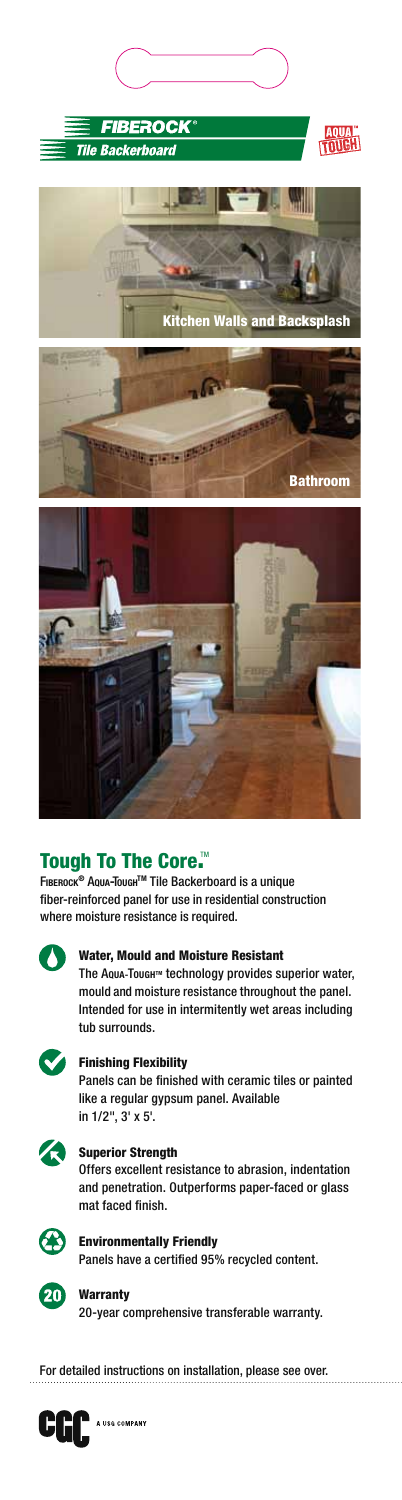**FIBEROCK®**
*Tile Backerboard*

AQUA™ TOUGH

Kitchen Walls and Backsplash

Bathroom

## Tough To The Core.™

FIBEROCK® AQUA-TOUGH™ Tile Backerboard is a unique fiber-reinforced panel for use in residential construction where moisture resistance is required.

### Water, Mould and Moisture Resistant

The AQUA-TOUGH™ technology provides superior water, mould and moisture resistance throughout the panel. Intended for use in intermitently wet areas including tub surrounds.

### Finishing Flexibility

Panels can be finished with ceramic tiles or painted like a regular gypsum panel. Available in 1/2", 3' x 5'.

### Superior Strength

Offers excellent resistance to abrasion, indentation and penetration. Outperforms paper-faced or glass mat faced finish.

### Environmentally Friendly

Panels have a certified 95% recycled content.

### Warranty

20-year comprehensive transferable warranty.

For detailed instructions on installation, please see over.

CGC A USG COMPANY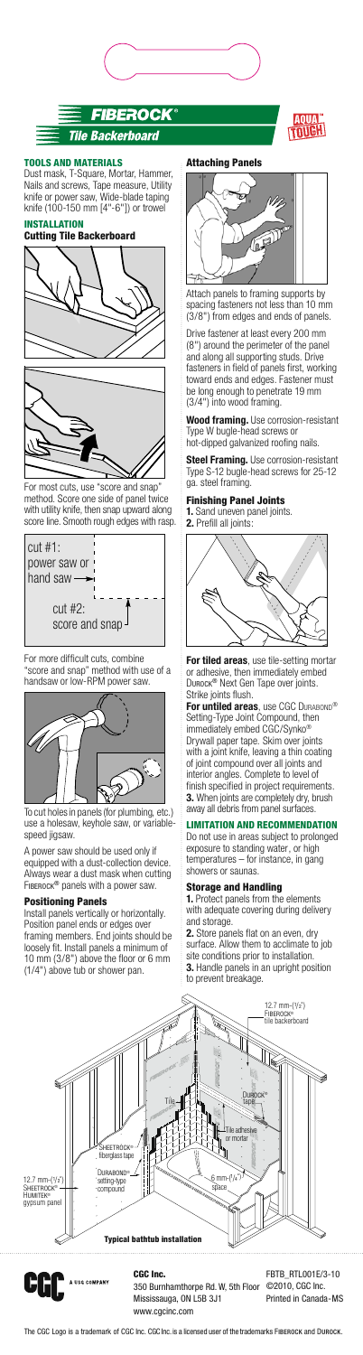# FIBEROCK® Tile Backerboard

AQUA TOUGH

### TOOLS AND MATERIALS

Dust mask, T-Square, Mortar, Hammer, Nails and screws, Tape measure, Utility knife or power saw, Wide-blade taping knife (100-150 mm [4"-6"]) or trowel

### INSTALLATION

#### Cutting Tile Backerboard

For most cuts, use "score and snap" method. Score one side of panel twice with utility knife, then snap upward along score line. Smooth rough edges with rasp.

cut #1: power saw or hand saw

cut #2: score and snap

For more difficult cuts, combine "score and snap" method with use of a handsaw or low-RPM power saw.

To cut holes in panels (for plumbing, etc.) use a holesaw, keyhole saw, or variable-speed jigsaw.

A power saw should be used only if equipped with a dust-collection device. Always wear a dust mask when cutting FIBEROCK® panels with a power saw.

#### Positioning Panels

Install panels vertically or horizontally. Position panel ends or edges over framing members. End joints should be loosely fit. Install panels a minimum of 10 mm (3/8") above the floor or 6 mm (1/4") above tub or shower pan.

#### Attaching Panels

Attach panels to framing supports by spacing fasteners not less than 10 mm (3/8") from edges and ends of panels.

Drive fastener at least every 200 mm (8") around the perimeter of the panel and along all supporting studs. Drive fasteners in field of panels first, working toward ends and edges. Fastener must be long enough to penetrate 19 mm (3/4") into wood framing.

**Wood framing.** Use corrosion-resistant Type W bugle-head screws or hot-dipped galvanized roofing nails.

**Steel Framing.** Use corrosion-resistant Type S-12 bugle-head screws for 25-12 ga. steel framing.

#### Finishing Panel Joints

1. Sand uneven panel joints.
2. Prefill all joints:

**For tiled areas**, use tile-setting mortar or adhesive, then immediately embed DUROCK® Next Gen Tape over joints. Strike joints flush.

**For untiled areas**, use CGC DURABOND® Setting-Type Joint Compound, then immediately embed CGC/Synko® Drywall paper tape. Skim over joints with a joint knife, leaving a thin coating of joint compound over all joints and interior angles. Complete to level of finish specified in project requirements.

3. When joints are completely dry, brush away all debris from panel surfaces.

### LIMITATION AND RECOMMENDATION

Do not use in areas subject to prolonged exposure to standing water, or high temperatures – for instance, in gang showers or saunas.

#### Storage and Handling

1. Protect panels from the elements with adequate covering during delivery and storage.
2. Store panels flat on an even, dry surface. Allow them to acclimate to job site conditions prior to installation.
3. Handle panels in an upright position to prevent breakage.

12.7 mm-(1/2") FIBEROCK® tile backerboard

Tile

DUROCK® tape

Tile adhesive or mortar

SHEETROCK® fiberglass tape

DURABOND® setting-type compound

12.7 mm-(1/2") SHEETROCK® HUMITEK® gypsum panel

6 mm-(1/4") space

**Typical bathtub installation**

CGC A USG COMPANY

**CGC Inc.**
350 Burnhamthorpe Rd. W, 5th Floor
Mississauga, ON L5B 3J1
www.cgcinc.com

FBTB_RTL001E/3-10
©2010, CGC Inc.
Printed in Canada-MS

The CGC Logo is a trademark of CGC Inc. CGC Inc. is a licensed user of the trademarks FIBEROCK and DUROCK.